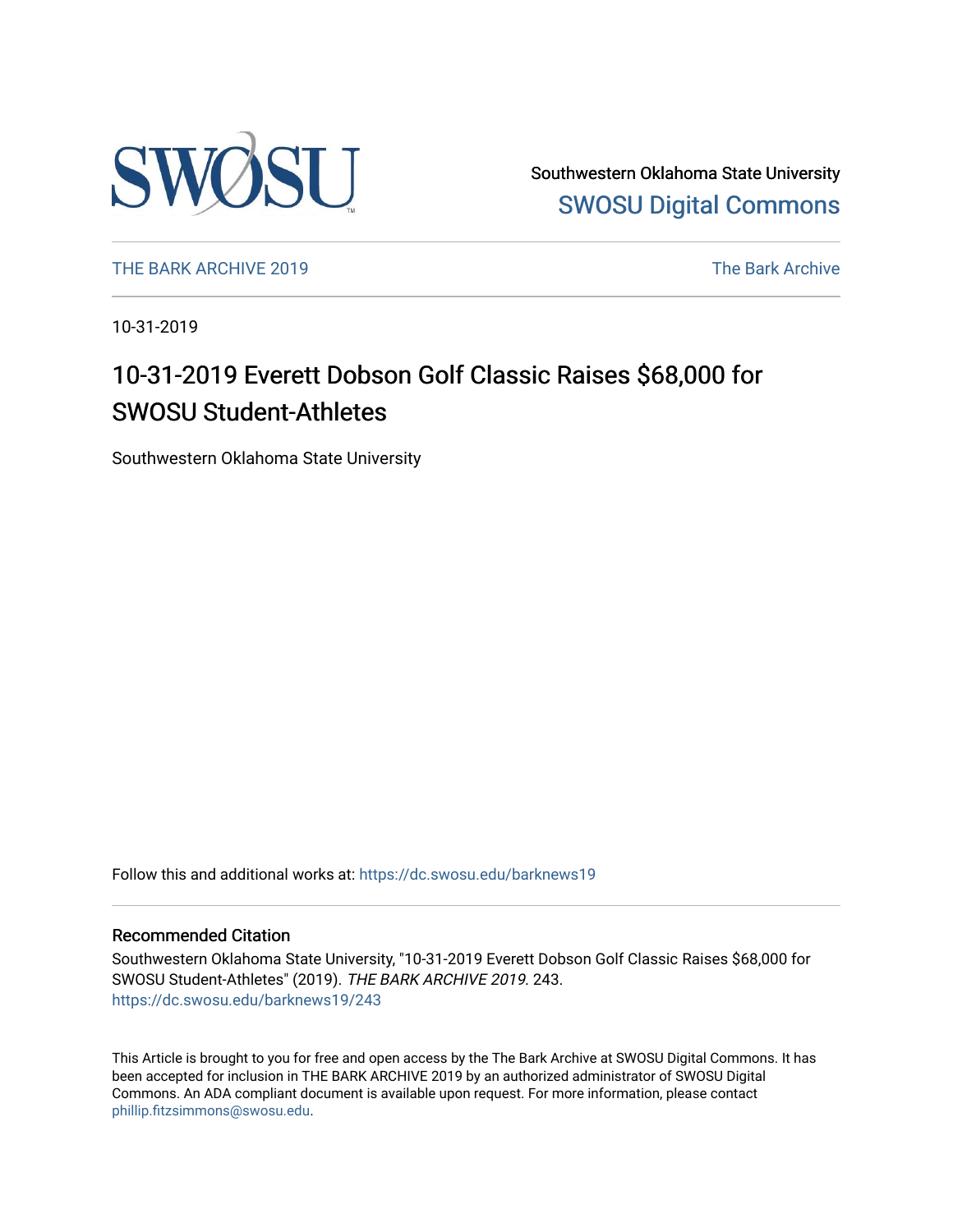Southwestern Oklahoma State University
[SWOSU Digital Commons](https://dc.swosu.edu)

THE BARK ARCHIVE 2019 | The Bark Archive

10-31-2019

# 10-31-2019 Everett Dobson Golf Classic Raises $68,000 for SWOSU Student-Athletes

Southwestern Oklahoma State University

Follow this and additional works at: https://dc.swosu.edu/barknews19

## Recommended Citation

Southwestern Oklahoma State University, "10-31-2019 Everett Dobson Golf Classic Raises $68,000 for SWOSU Student-Athletes" (2019). *THE BARK ARCHIVE 2019*. 243.
https://dc.swosu.edu/barknews19/243

This Article is brought to you for free and open access by the The Bark Archive at SWOSU Digital Commons. It has been accepted for inclusion in THE BARK ARCHIVE 2019 by an authorized administrator of SWOSU Digital Commons. An ADA compliant document is available upon request. For more information, please contact phillip.fitzsimmons@swosu.edu.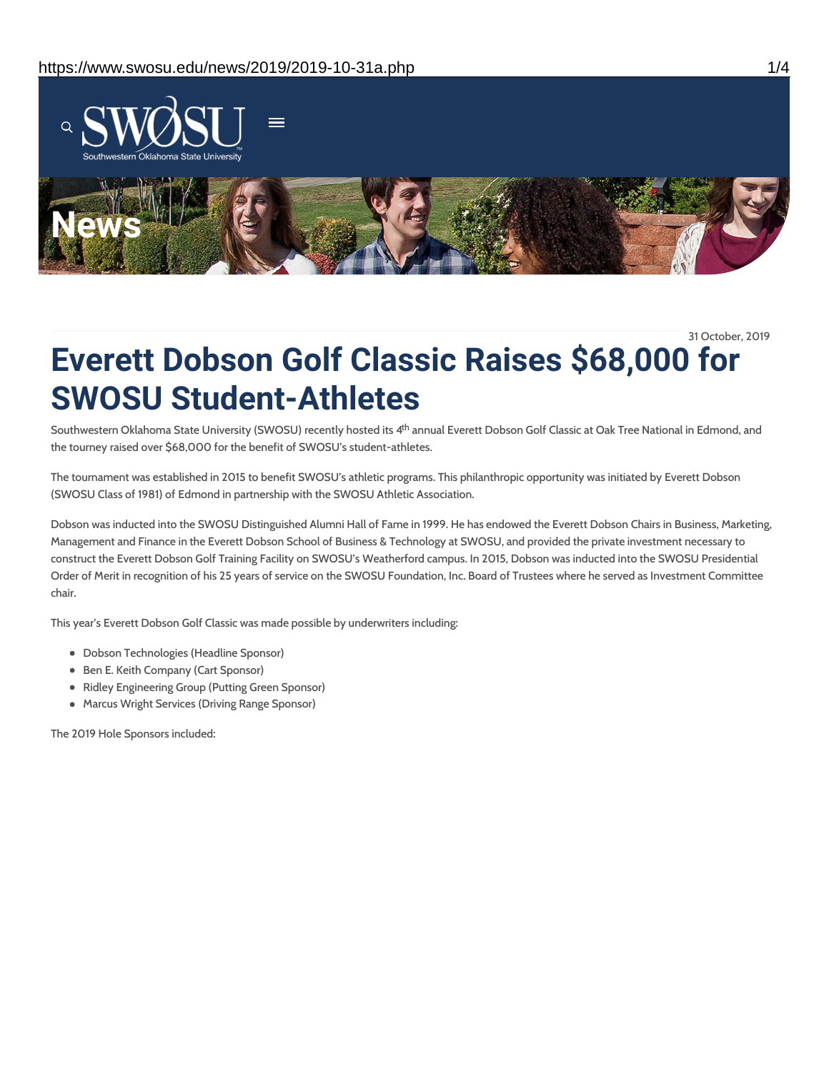31 October, 2019

# Everett Dobson Golf Classic Raises $68,000 for SWOSU Student-Athletes

Southwestern Oklahoma State University (SWOSU) recently hosted its 4th annual Everett Dobson Golf Classic at Oak Tree National in Edmond, and the tourney raised over $68,000 for the benefit of SWOSU's student-athletes.

The tournament was established in 2015 to benefit SWOSU's athletic programs. This philanthropic opportunity was initiated by Everett Dobson (SWOSU Class of 1981) of Edmond in partnership with the SWOSU Athletic Association.

Dobson was inducted into the SWOSU Distinguished Alumni Hall of Fame in 1999. He has endowed the Everett Dobson Chairs in Business, Marketing, Management and Finance in the Everett Dobson School of Business & Technology at SWOSU, and provided the private investment necessary to construct the Everett Dobson Golf Training Facility on SWOSU's Weatherford campus. In 2015, Dobson was inducted into the SWOSU Presidential Order of Merit in recognition of his 25 years of service on the SWOSU Foundation, Inc. Board of Trustees where he served as Investment Committee chair.

This year's Everett Dobson Golf Classic was made possible by underwriters including:

- Dobson Technologies (Headline Sponsor)
- Ben E. Keith Company (Cart Sponsor)
- Ridley Engineering Group (Putting Green Sponsor)
- Marcus Wright Services (Driving Range Sponsor)

The 2019 Hole Sponsors included: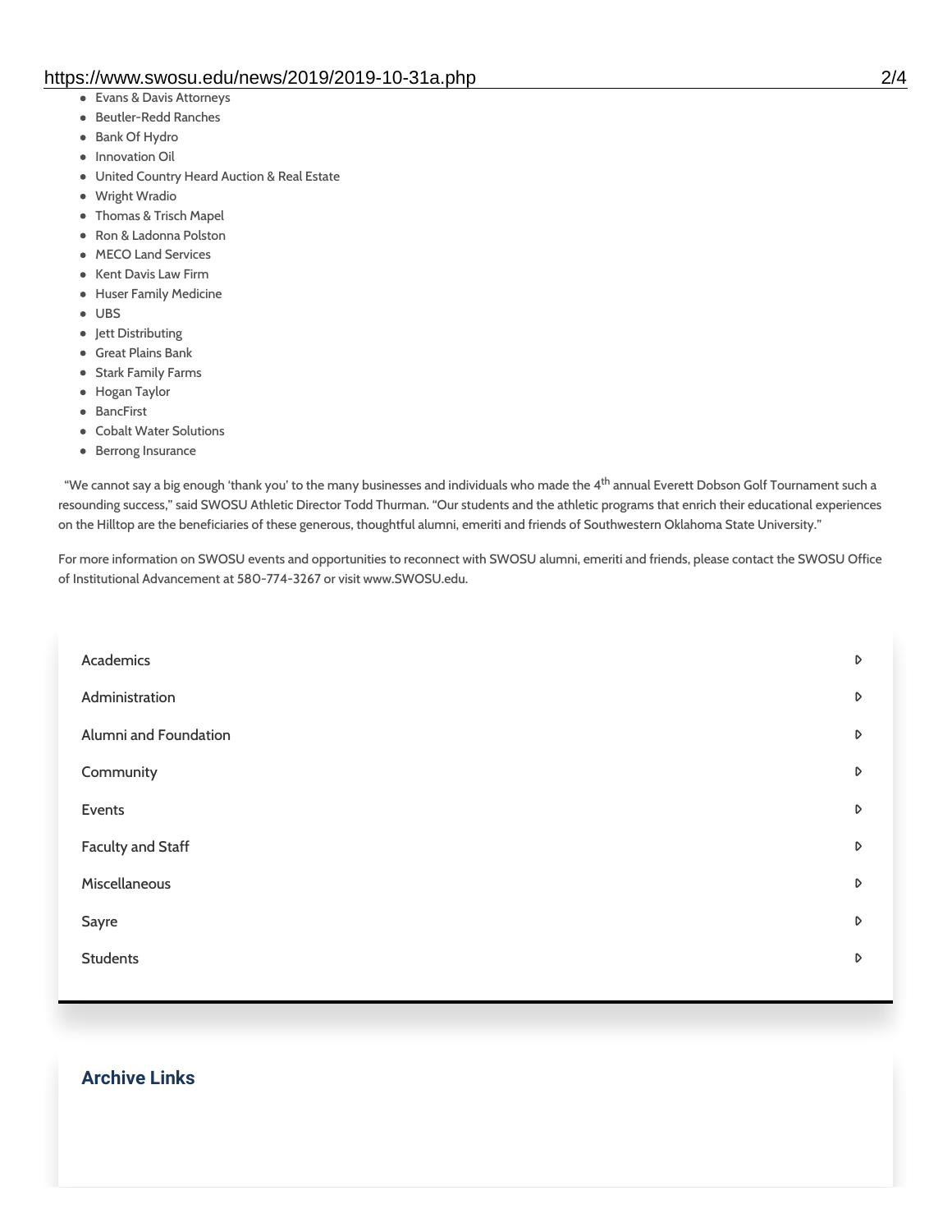- Evans & Davis Attorneys
- Beutler-Redd Ranches
- Bank Of Hydro
- Innovation Oil
- United Country Heard Auction & Real Estate
- Wright Wradio
- Thomas & Trisch Mapel
- Ron & Ladonna Polston
- MECO Land Services
- Kent Davis Law Firm
- Huser Family Medicine
- UBS
- Jett Distributing
- Great Plains Bank
- Stark Family Farms
- Hogan Taylor
- BancFirst
- Cobalt Water Solutions
- Berrong Insurance

"We cannot say a big enough 'thank you' to the many businesses and individuals who made the 4th annual Everett Dobson Golf Tournament such a resounding success," said SWOSU Athletic Director Todd Thurman. "Our students and the athletic programs that enrich their educational experiences on the Hilltop are the beneficiaries of these generous, thoughtful alumni, emeriti and friends of Southwestern Oklahoma State University."

For more information on SWOSU events and opportunities to reconnect with SWOSU alumni, emeriti and friends, please contact the SWOSU Office of Institutional Advancement at 580-774-3267 or visit www.SWOSU.edu.

- Academics
- Administration
- Alumni and Foundation
- Community
- Events
- Faculty and Staff
- Miscellaneous
- Sayre
- Students

## Archive Links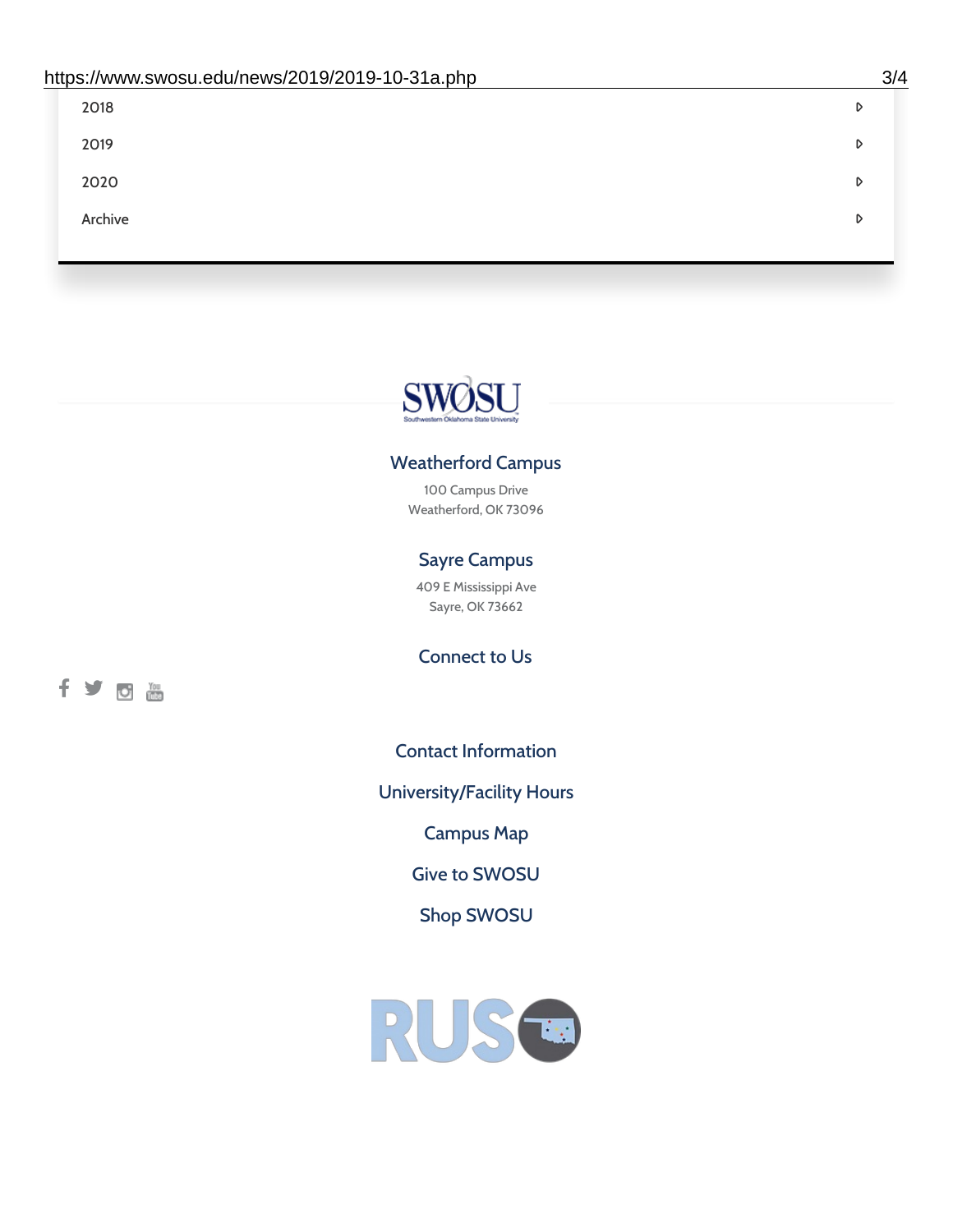2018

2019

2020

Archive

SWOSU

Southwestern Oklahoma State University

### Weatherford Campus

100 Campus Drive
Weatherford, OK 73096

### Sayre Campus

409 E Mississippi Ave
Sayre, OK 73662

### Connect to Us

Contact Information

University/Facility Hours

Campus Map

Give to SWOSU

Shop SWOSU

RUSO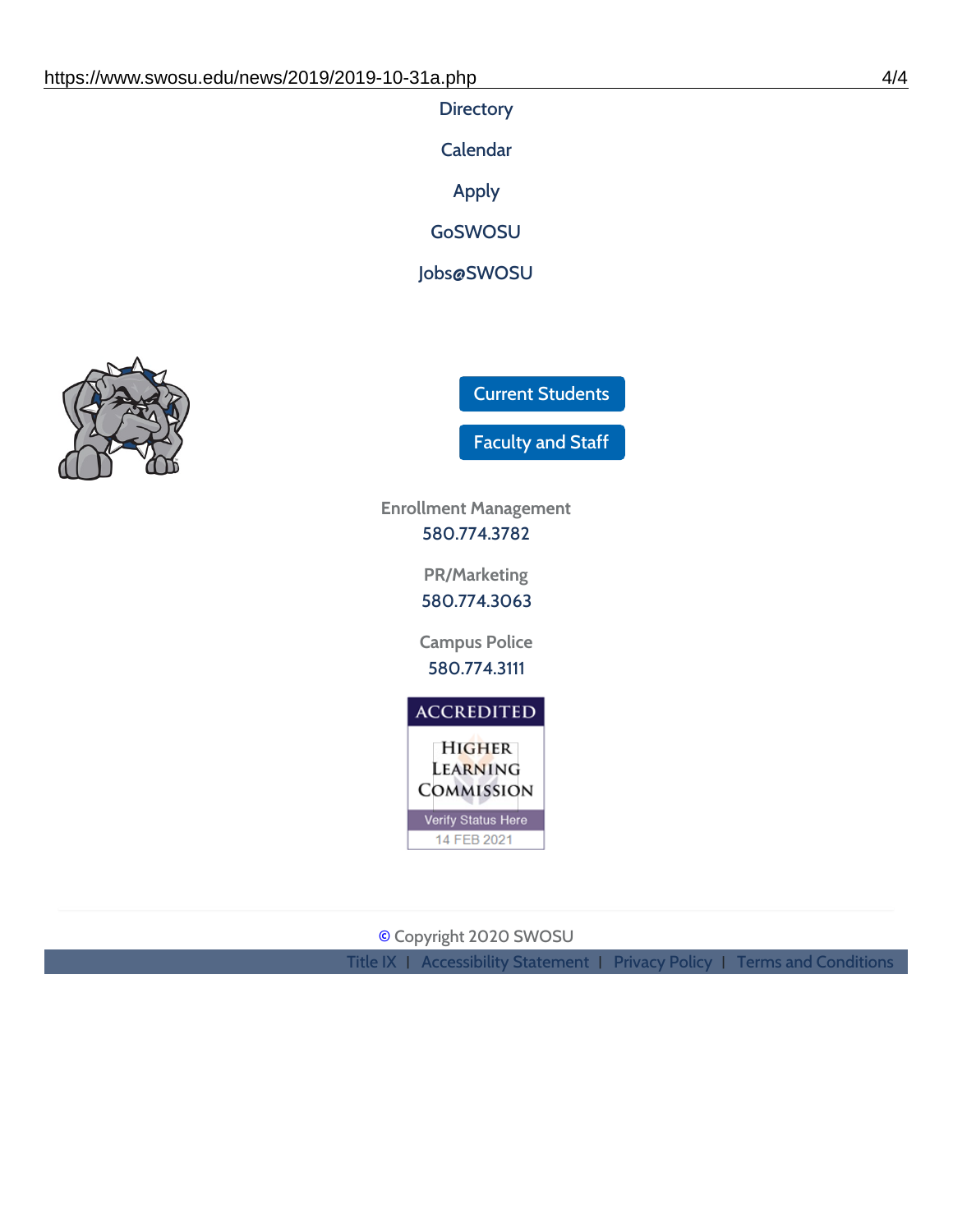Directory

Calendar

Apply

GoSWOSU

Jobs@SWOSU

Current Students

Faculty and Staff

Enrollment Management
580.774.3782

PR/Marketing
580.774.3063

Campus Police
580.774.3111

ACCREDITED
HIGHER LEARNING COMMISSION
Verify Status Here
14 FEB 2021

© Copyright 2020 SWOSU

Title IX | Accessibility Statement | Privacy Policy | Terms and Conditions